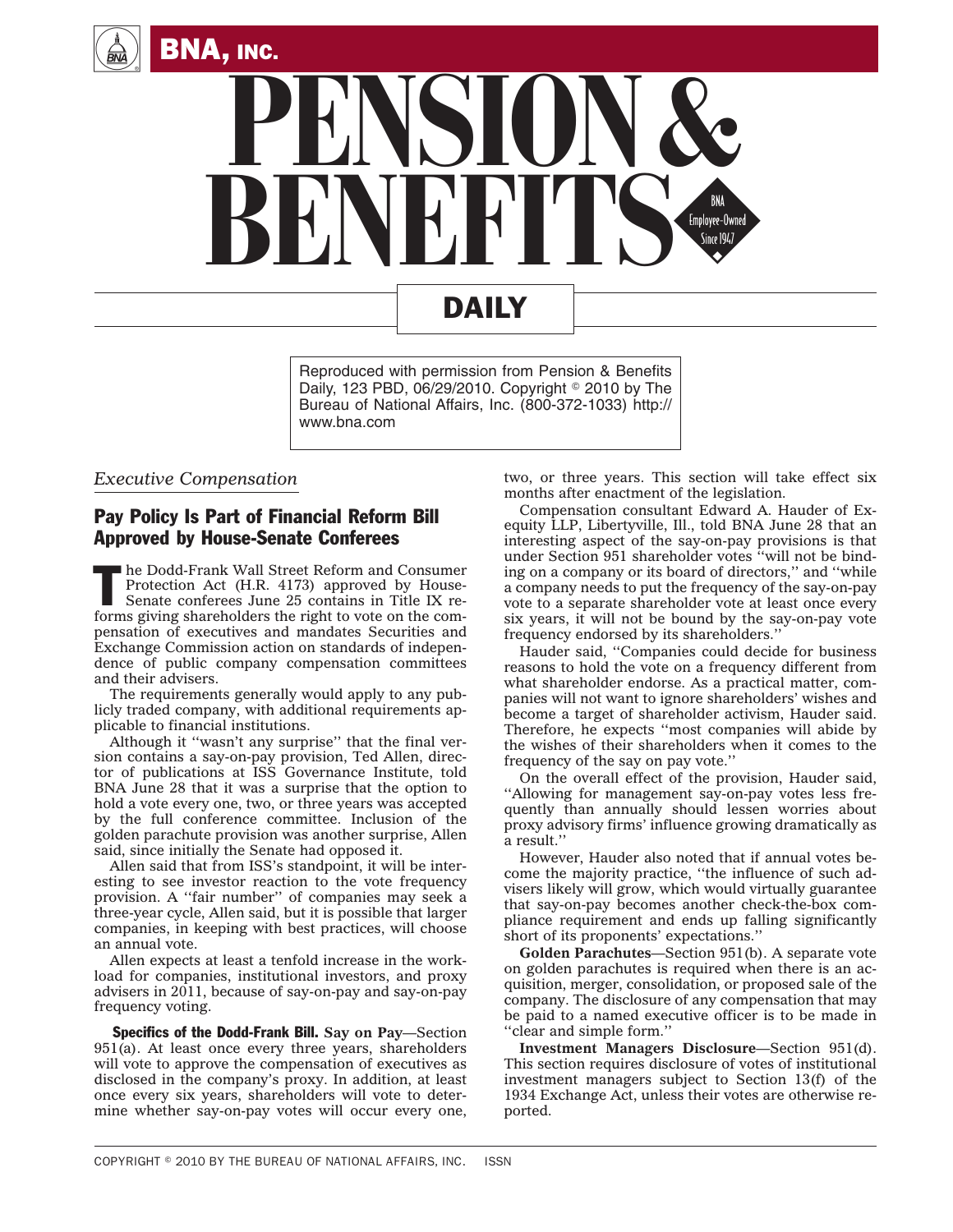# BNA, INC.

# PENSION & BENEFITS DAILY

Reproduced with permission from Pension & Benefits Daily, 123 PBD, 06/29/2010. Copyright © 2010 by The Bureau of National Affairs, Inc. (800-372-1033) http://www.bna.com

*Executive Compensation*

## Pay Policy Is Part of Financial Reform Bill Approved by House-Senate Conferees

The Dodd-Frank Wall Street Reform and Consumer Protection Act (H.R. 4173) approved by House-Senate conferees June 25 contains in Title IX reforms giving shareholders the right to vote on the compensation of executives and mandates Securities and Exchange Commission action on standards of independence of public company compensation committees and their advisers.

The requirements generally would apply to any publicly traded company, with additional requirements applicable to financial institutions.

Although it ''wasn't any surprise'' that the final version contains a say-on-pay provision, Ted Allen, director of publications at ISS Governance Institute, told BNA June 28 that it was a surprise that the option to hold a vote every one, two, or three years was accepted by the full conference committee. Inclusion of the golden parachute provision was another surprise, Allen said, since initially the Senate had opposed it.

Allen said that from ISS's standpoint, it will be interesting to see investor reaction to the vote frequency provision. A ''fair number'' of companies may seek a three-year cycle, Allen said, but it is possible that larger companies, in keeping with best practices, will choose an annual vote.

Allen expects at least a tenfold increase in the workload for companies, institutional investors, and proxy advisers in 2011, because of say-on-pay and say-on-pay frequency voting.

**Specifics of the Dodd-Frank Bill. Say on Pay**—Section 951(a). At least once every three years, shareholders will vote to approve the compensation of executives as disclosed in the company's proxy. In addition, at least once every six years, shareholders will vote to determine whether say-on-pay votes will occur every one, two, or three years. This section will take effect six months after enactment of the legislation.

Compensation consultant Edward A. Hauder of Exequity LLP, Libertyville, Ill., told BNA June 28 that an interesting aspect of the say-on-pay provisions is that under Section 951 shareholder votes ''will not be binding on a company or its board of directors,'' and ''while a company needs to put the frequency of the say-on-pay vote to a separate shareholder vote at least once every six years, it will not be bound by the say-on-pay vote frequency endorsed by its shareholders.''

Hauder said, ''Companies could decide for business reasons to hold the vote on a frequency different from what shareholder endorse. As a practical matter, companies will not want to ignore shareholders' wishes and become a target of shareholder activism, Hauder said. Therefore, he expects ''most companies will abide by the wishes of their shareholders when it comes to the frequency of the say on pay vote.''

On the overall effect of the provision, Hauder said, ''Allowing for management say-on-pay votes less frequently than annually should lessen worries about proxy advisory firms' influence growing dramatically as a result.''

However, Hauder also noted that if annual votes become the majority practice, ''the influence of such advisers likely will grow, which would virtually guarantee that say-on-pay becomes another check-the-box compliance requirement and ends up falling significantly short of its proponents' expectations.''

**Golden Parachutes**—Section 951(b). A separate vote on golden parachutes is required when there is an acquisition, merger, consolidation, or proposed sale of the company. The disclosure of any compensation that may be paid to a named executive officer is to be made in ''clear and simple form.''

**Investment Managers Disclosure**—Section 951(d). This section requires disclosure of votes of institutional investment managers subject to Section 13(f) of the 1934 Exchange Act, unless their votes are otherwise reported.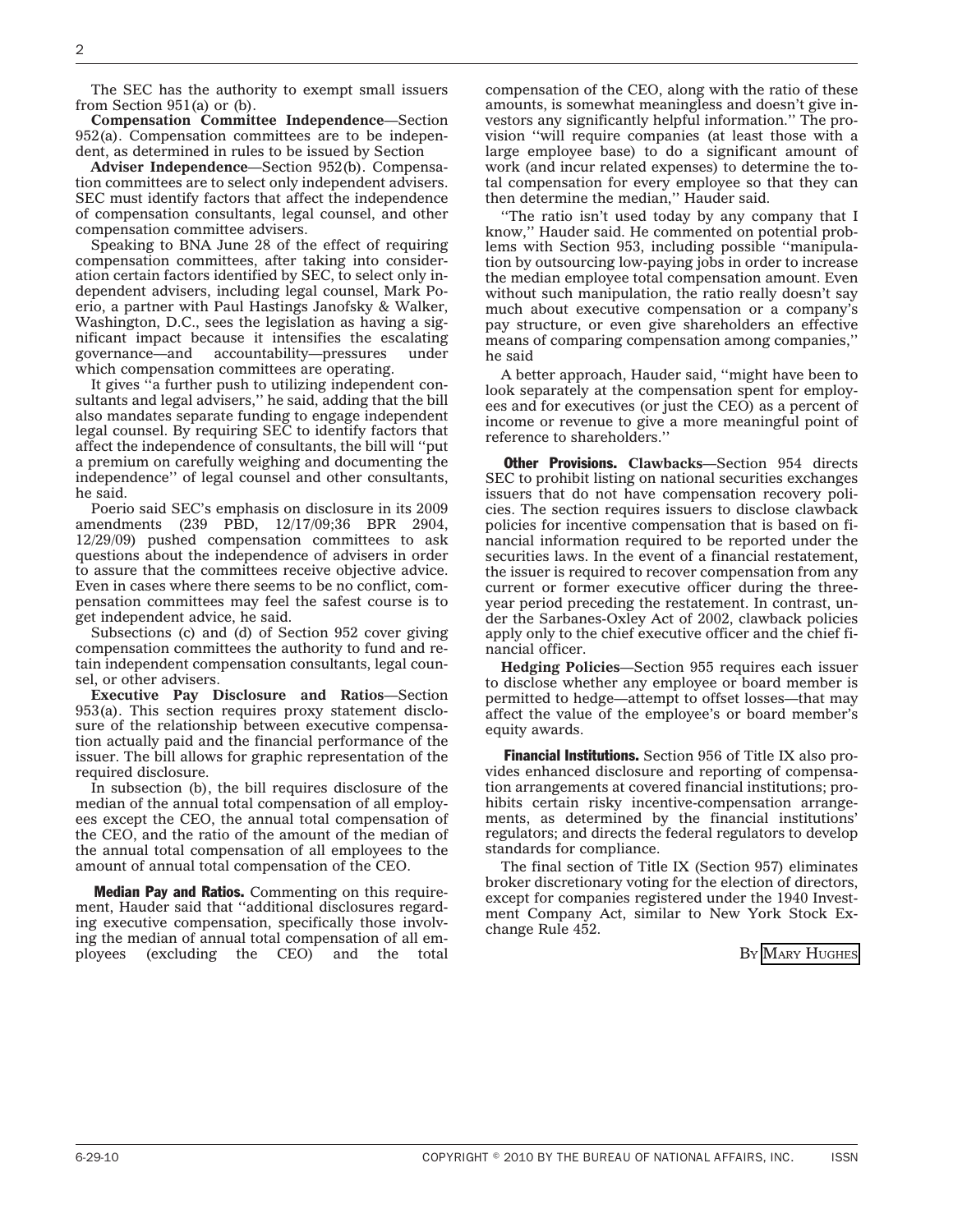The SEC has the authority to exempt small issuers from Section 951(a) or (b).

**Compensation Committee Independence**—Section 952(a). Compensation committees are to be independent, as determined in rules to be issued by Section

**Adviser Independence**—Section 952(b). Compensation committees are to select only independent advisers. SEC must identify factors that affect the independence of compensation consultants, legal counsel, and other compensation committee advisers.

Speaking to BNA June 28 of the effect of requiring compensation committees, after taking into consideration certain factors identified by SEC, to select only independent advisers, including legal counsel, Mark Poerio, a partner with Paul Hastings Janofsky & Walker, Washington, D.C., sees the legislation as having a significant impact because it intensifies the escalating governance—and accountability—pressures under which compensation committees are operating.

It gives ''a further push to utilizing independent consultants and legal advisers,'' he said, adding that the bill also mandates separate funding to engage independent legal counsel. By requiring SEC to identify factors that affect the independence of consultants, the bill will ''put a premium on carefully weighing and documenting the independence'' of legal counsel and other consultants, he said.

Poerio said SEC's emphasis on disclosure in its 2009 amendments (239 PBD, 12/17/09;36 BPR 2904, 12/29/09) pushed compensation committees to ask questions about the independence of advisers in order to assure that the committees receive objective advice. Even in cases where there seems to be no conflict, compensation committees may feel the safest course is to get independent advice, he said.

Subsections (c) and (d) of Section 952 cover giving compensation committees the authority to fund and retain independent compensation consultants, legal counsel, or other advisers.

**Executive Pay Disclosure and Ratios**—Section 953(a). This section requires proxy statement disclosure of the relationship between executive compensation actually paid and the financial performance of the issuer. The bill allows for graphic representation of the required disclosure.

In subsection (b), the bill requires disclosure of the median of the annual total compensation of all employees except the CEO, the annual total compensation of the CEO, and the ratio of the amount of the median of the annual total compensation of all employees to the amount of annual total compensation of the CEO.

**Median Pay and Ratios.** Commenting on this requirement, Hauder said that ''additional disclosures regarding executive compensation, specifically those involving the median of annual total compensation of all employees (excluding the CEO) and the total compensation of the CEO, along with the ratio of these amounts, is somewhat meaningless and doesn't give investors any significantly helpful information.'' The provision ''will require companies (at least those with a large employee base) to do a significant amount of work (and incur related expenses) to determine the total compensation for every employee so that they can then determine the median,'' Hauder said.

''The ratio isn't used today by any company that I know,'' Hauder said. He commented on potential problems with Section 953, including possible ''manipulation by outsourcing low-paying jobs in order to increase the median employee total compensation amount. Even without such manipulation, the ratio really doesn't say much about executive compensation or a company's pay structure, or even give shareholders an effective means of comparing compensation among companies,'' he said

A better approach, Hauder said, ''might have been to look separately at the compensation spent for employees and for executives (or just the CEO) as a percent of income or revenue to give a more meaningful point of reference to shareholders.''

**Other Provisions. Clawbacks**—Section 954 directs SEC to prohibit listing on national securities exchanges issuers that do not have compensation recovery policies. The section requires issuers to disclose clawback policies for incentive compensation that is based on financial information required to be reported under the securities laws. In the event of a financial restatement, the issuer is required to recover compensation from any current or former executive officer during the three-year period preceding the restatement. In contrast, under the Sarbanes-Oxley Act of 2002, clawback policies apply only to the chief executive officer and the chief financial officer.

**Hedging Policies**—Section 955 requires each issuer to disclose whether any employee or board member is permitted to hedge—attempt to offset losses—that may affect the value of the employee's or board member's equity awards.

**Financial Institutions.** Section 956 of Title IX also provides enhanced disclosure and reporting of compensation arrangements at covered financial institutions; prohibits certain risky incentive-compensation arrangements, as determined by the financial institutions' regulators; and directs the federal regulators to develop standards for compliance.

The final section of Title IX (Section 957) eliminates broker discretionary voting for the election of directors, except for companies registered under the 1940 Investment Company Act, similar to New York Stock Exchange Rule 452.

By Mary Hughes